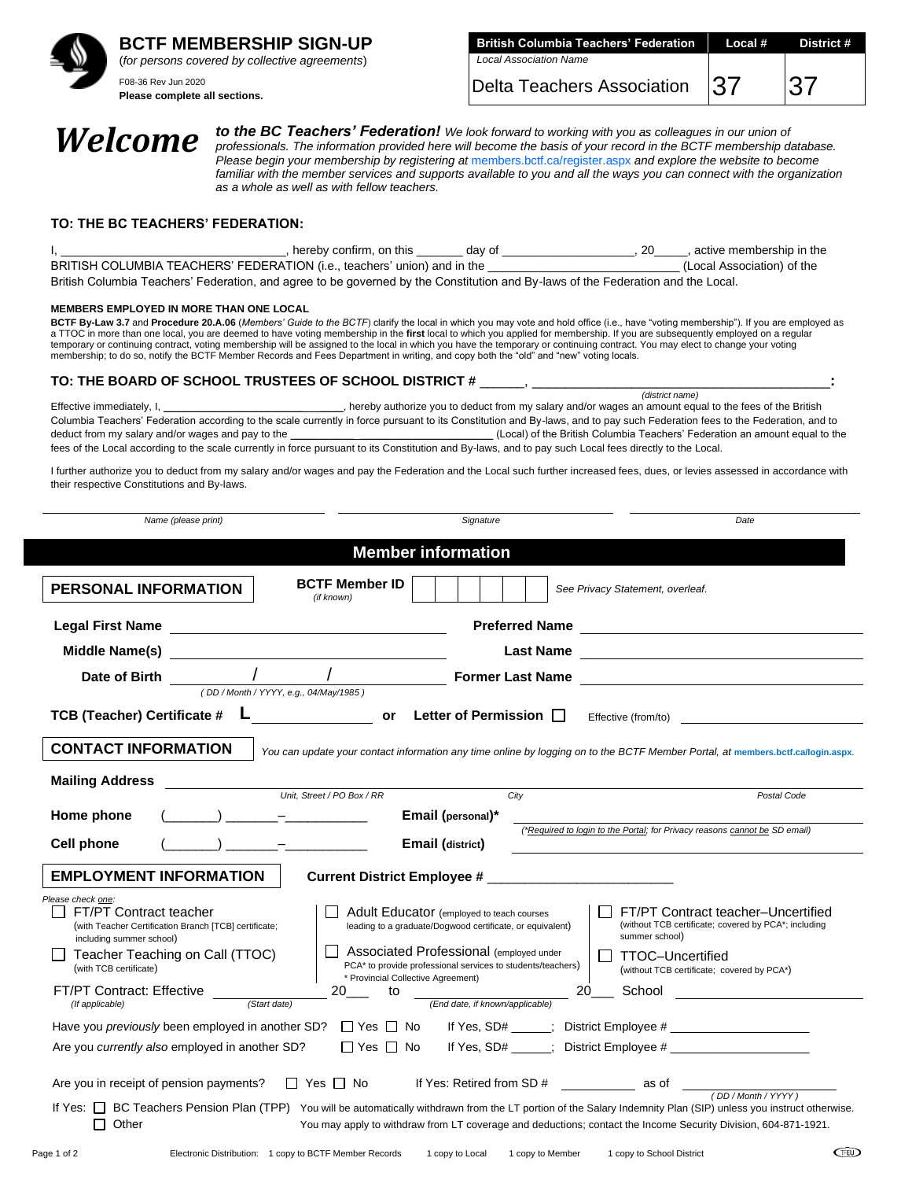# BCTF MEMBERSHIP SIGN-UP

(*for persons covered by collective agreements*)

F08-36 Rev Jun 2020

**Please complete all sections.**

| British Columbia Teachers' Federation | Local # | District # |
|---|---|---|
| Local Association Name<br>Delta Teachers Association | 37 | 37 |

***Welcome*** ***to the BC Teachers' Federation!*** *We look forward to working with you as colleagues in our union of professionals. The information provided here will become the basis of your record in the BCTF membership database. Please begin your membership by registering at members.bctf.ca/register.aspx and explore the website to become familiar with the member services and supports available to you and all the ways you can connect with the organization as a whole as well as with fellow teachers.*

## TO: THE BC TEACHERS' FEDERATION:

I, ______________________________, hereby confirm, on this _______ day of ___________________, 20_____, active membership in the BRITISH COLUMBIA TEACHERS' FEDERATION (i.e., teachers' union) and in the ___________________________ (Local Association) of the British Columbia Teachers' Federation, and agree to be governed by the Constitution and By-laws of the Federation and the Local.

### MEMBERS EMPLOYED IN MORE THAN ONE LOCAL

**BCTF By-Law 3.7** and **Procedure 20.A.06** (*Members' Guide to the BCTF*) clarify the local in which you may vote and hold office (i.e., have "voting membership"). If you are employed as a TTOC in more than one local, you are deemed to have voting membership in the **first** local to which you applied for membership. If you are subsequently employed on a regular temporary or continuing contract, voting membership will be assigned to the local in which you have the temporary or continuing contract. You may elect to change your voting membership; to do so, notify the BCTF Member Records and Fees Department in writing, and copy both the "old" and "new" voting locals.

## TO: THE BOARD OF SCHOOL TRUSTEES OF SCHOOL DISTRICT # ______, ________________________________________:

*(district name)*

Effective immediately, I, ___________________________, hereby authorize you to deduct from my salary and/or wages an amount equal to the fees of the British Columbia Teachers' Federation according to the scale currently in force pursuant to its Constitution and By-laws, and to pay such Federation fees to the Federation, and to deduct from my salary and/or wages and pay to the ___________________________ (Local) of the British Columbia Teachers' Federation an amount equal to the fees of the Local according to the scale currently in force pursuant to its Constitution and By-laws, and to pay such Local fees directly to the Local.

I further authorize you to deduct from my salary and/or wages and pay the Federation and the Local such further increased fees, dues, or levies assessed in accordance with their respective Constitutions and By-laws.

_________________________ *Name (please print)* _________________________ *Signature* _________________________ *Date*

## Member information

### PERSONAL INFORMATION

**BCTF Member ID** *(if known)* ☐☐☐☐☐☐ *See Privacy Statement, overleaf.*

**Legal First Name** ___________________ **Preferred Name** ___________________

**Middle Name(s)** ___________________ **Last Name** ___________________

**Date of Birth** _____ / _____ / _____ *(DD / Month / YYYY, e.g., 04/May/1985)* **Former Last Name** ___________________

**TCB (Teacher) Certificate #** L_______________ **or Letter of Permission** ☐ Effective (from/to) ___________________

### CONTACT INFORMATION

*You can update your contact information any time online by logging on to the BCTF Member Portal, at members.bctf.ca/login.aspx.*

**Mailing Address** ____________________________________________
*Unit, Street / PO Box / RR* *City* *Postal Code*

**Home phone** (_______) _______–___________ **Email (personal)*** ___________________
*(\*Required to login to the Portal; for Privacy reasons cannot be SD email)*

**Cell phone** (_______) _______–___________ **Email (district)** ___________________

### EMPLOYMENT INFORMATION

**Current District Employee #** ___________________

*Please check one:*

- ☐ FT/PT Contract teacher (with Teacher Certification Branch [TCB] certificate; including summer school)
- ☐ Teacher Teaching on Call (TTOC) (with TCB certificate)
- ☐ Adult Educator (employed to teach courses leading to a graduate/Dogwood certificate, or equivalent)
- ☐ Associated Professional (employed under PCA* to provide professional services to students/teachers) * Provincial Collective Agreement)
- ☐ FT/PT Contract teacher–Uncertified (without TCB certificate; covered by PCA*; including summer school)
- ☐ TTOC–Uncertified (without TCB certificate; covered by PCA*)

FT/PT Contract: Effective *(If applicable)* ______________ *(Start date)* 20___ to ______________ *(End date, if known/applicable)* 20___ School ___________________

Have you *previously* been employed in another SD? ☐ Yes ☐ No If Yes, SD# _____; District Employee # ___________________

Are you *currently also* employed in another SD? ☐ Yes ☐ No If Yes, SD# _____; District Employee # ___________________

Are you in receipt of pension payments? ☐ Yes ☐ No If Yes: Retired from SD # __________ as of ______________ *(DD / Month / YYYY)*

If Yes: ☐ BC Teachers Pension Plan (TPP) You will be automatically withdrawn from the LT portion of the Salary Indemnity Plan (SIP) unless you instruct otherwise.
☐ Other You may apply to withdraw from LT coverage and deductions; contact the Income Security Division, 604-871-1921.

Electronic Distribution: 1 copy to BCTF Member Records 1 copy to Local 1 copy to Member 1 copy to School District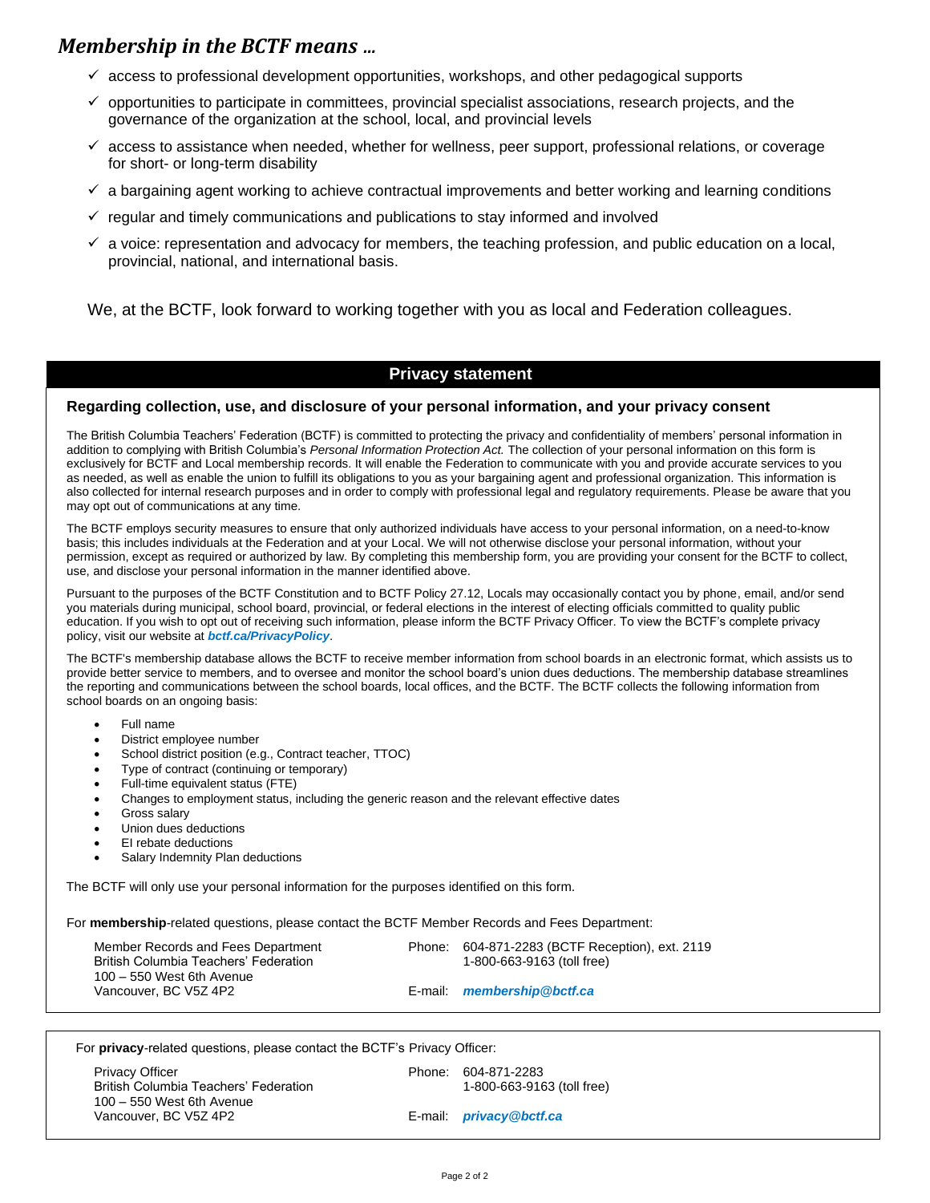## *Membership in the BCTF means ...*

- ✓ access to professional development opportunities, workshops, and other pedagogical supports
- ✓ opportunities to participate in committees, provincial specialist associations, research projects, and the governance of the organization at the school, local, and provincial levels
- ✓ access to assistance when needed, whether for wellness, peer support, professional relations, or coverage for short- or long-term disability
- ✓ a bargaining agent working to achieve contractual improvements and better working and learning conditions
- ✓ regular and timely communications and publications to stay informed and involved
- ✓ a voice: representation and advocacy for members, the teaching profession, and public education on a local, provincial, national, and international basis.

We, at the BCTF, look forward to working together with you as local and Federation colleagues.

## Privacy statement

### Regarding collection, use, and disclosure of your personal information, and your privacy consent

The British Columbia Teachers' Federation (BCTF) is committed to protecting the privacy and confidentiality of members' personal information in addition to complying with British Columbia's *Personal Information Protection Act.* The collection of your personal information on this form is exclusively for BCTF and Local membership records. It will enable the Federation to communicate with you and provide accurate services to you as needed, as well as enable the union to fulfill its obligations to you as your bargaining agent and professional organization. This information is also collected for internal research purposes and in order to comply with professional legal and regulatory requirements. Please be aware that you may opt out of communications at any time.

The BCTF employs security measures to ensure that only authorized individuals have access to your personal information, on a need-to-know basis; this includes individuals at the Federation and at your Local. We will not otherwise disclose your personal information, without your permission, except as required or authorized by law. By completing this membership form, you are providing your consent for the BCTF to collect, use, and disclose your personal information in the manner identified above.

Pursuant to the purposes of the BCTF Constitution and to BCTF Policy 27.12, Locals may occasionally contact you by phone, email, and/or send you materials during municipal, school board, provincial, or federal elections in the interest of electing officials committed to quality public education. If you wish to opt out of receiving such information, please inform the BCTF Privacy Officer. To view the BCTF's complete privacy policy, visit our website at ***bctf.ca/PrivacyPolicy***.

The BCTF's membership database allows the BCTF to receive member information from school boards in an electronic format, which assists us to provide better service to members, and to oversee and monitor the school board's union dues deductions. The membership database streamlines the reporting and communications between the school boards, local offices, and the BCTF. The BCTF collects the following information from school boards on an ongoing basis:

- Full name
- District employee number
- School district position (e.g., Contract teacher, TTOC)
- Type of contract (continuing or temporary)
- Full-time equivalent status (FTE)
- Changes to employment status, including the generic reason and the relevant effective dates
- Gross salary
- Union dues deductions
- EI rebate deductions
- Salary Indemnity Plan deductions

The BCTF will only use your personal information for the purposes identified on this form.

For **membership**-related questions, please contact the BCTF Member Records and Fees Department:

Member Records and Fees Department
British Columbia Teachers' Federation
100 – 550 West 6th Avenue
Vancouver, BC V5Z 4P2

Phone: 604-871-2283 (BCTF Reception), ext. 2119
1-800-663-9163 (toll free)

E-mail: ***membership@bctf.ca***

For **privacy**-related questions, please contact the BCTF's Privacy Officer:

Privacy Officer
British Columbia Teachers' Federation
100 – 550 West 6th Avenue
Vancouver, BC V5Z 4P2

Phone: 604-871-2283
1-800-663-9163 (toll free)

E-mail: ***privacy@bctf.ca***